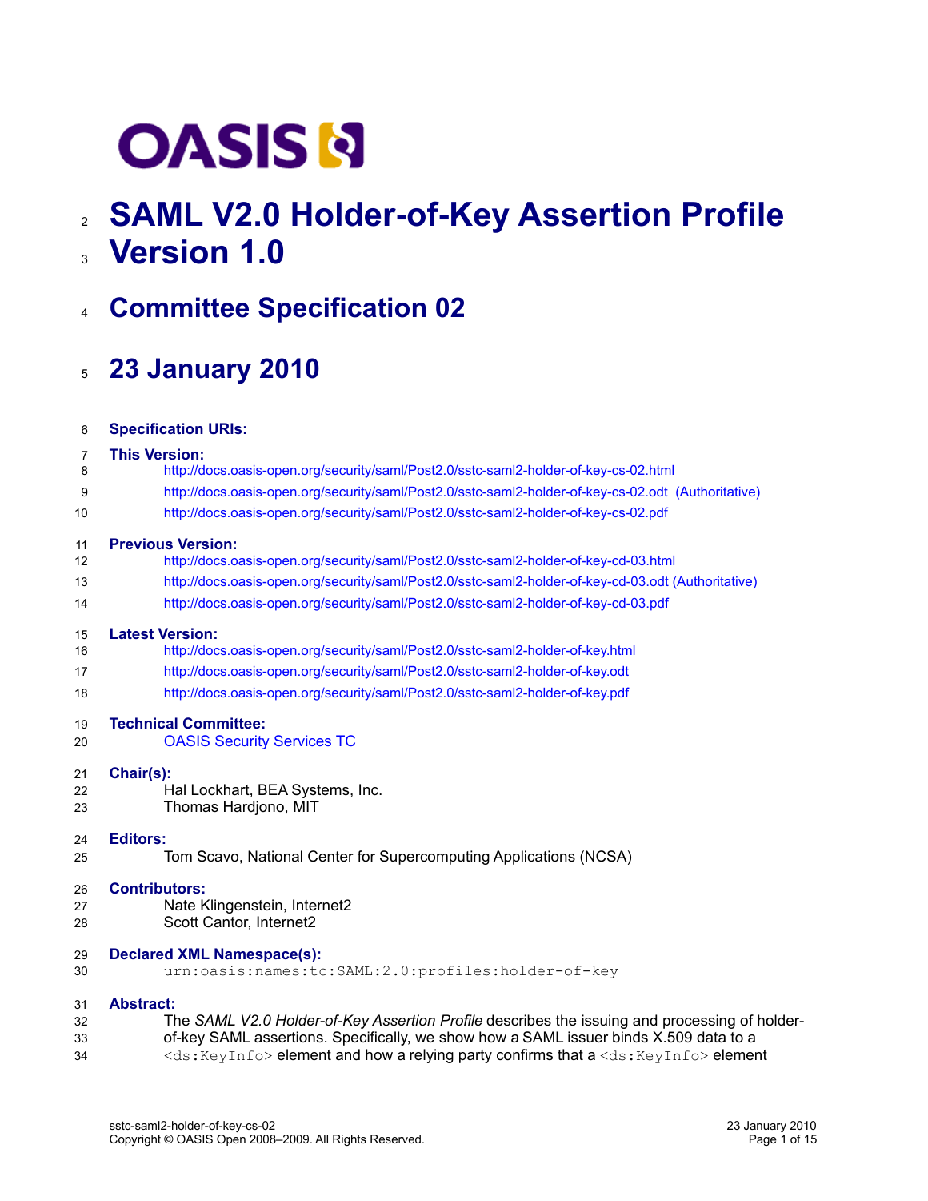# SAML V2.0 Holder-of-Key Assertion Profile Version 1.0

## Committee Specification 02

## 23 January 2010

**Specification URIs:**

**This Version:**

http://docs.oasis-open.org/security/saml/Post2.0/sstc-saml2-holder-of-key-cs-02.html
http://docs.oasis-open.org/security/saml/Post2.0/sstc-saml2-holder-of-key-cs-02.odt (Authoritative)
http://docs.oasis-open.org/security/saml/Post2.0/sstc-saml2-holder-of-key-cs-02.pdf

**Previous Version:**

http://docs.oasis-open.org/security/saml/Post2.0/sstc-saml2-holder-of-key-cd-03.html
http://docs.oasis-open.org/security/saml/Post2.0/sstc-saml2-holder-of-key-cd-03.odt (Authoritative)
http://docs.oasis-open.org/security/saml/Post2.0/sstc-saml2-holder-of-key-cd-03.pdf

**Latest Version:**

http://docs.oasis-open.org/security/saml/Post2.0/sstc-saml2-holder-of-key.html
http://docs.oasis-open.org/security/saml/Post2.0/sstc-saml2-holder-of-key.odt
http://docs.oasis-open.org/security/saml/Post2.0/sstc-saml2-holder-of-key.pdf

**Technical Committee:**

OASIS Security Services TC

**Chair(s):**

Hal Lockhart, BEA Systems, Inc.
Thomas Hardjono, MIT

**Editors:**

Tom Scavo, National Center for Supercomputing Applications (NCSA)

**Contributors:**

Nate Klingenstein, Internet2
Scott Cantor, Internet2

**Declared XML Namespace(s):**

`urn:oasis:names:tc:SAML:2.0:profiles:holder-of-key`

**Abstract:**

The *SAML V2.0 Holder-of-Key Assertion Profile* describes the issuing and processing of holder-of-key SAML assertions. Specifically, we show how a SAML issuer binds X.509 data to a `<ds:KeyInfo>` element and how a relying party confirms that a `<ds:KeyInfo>` element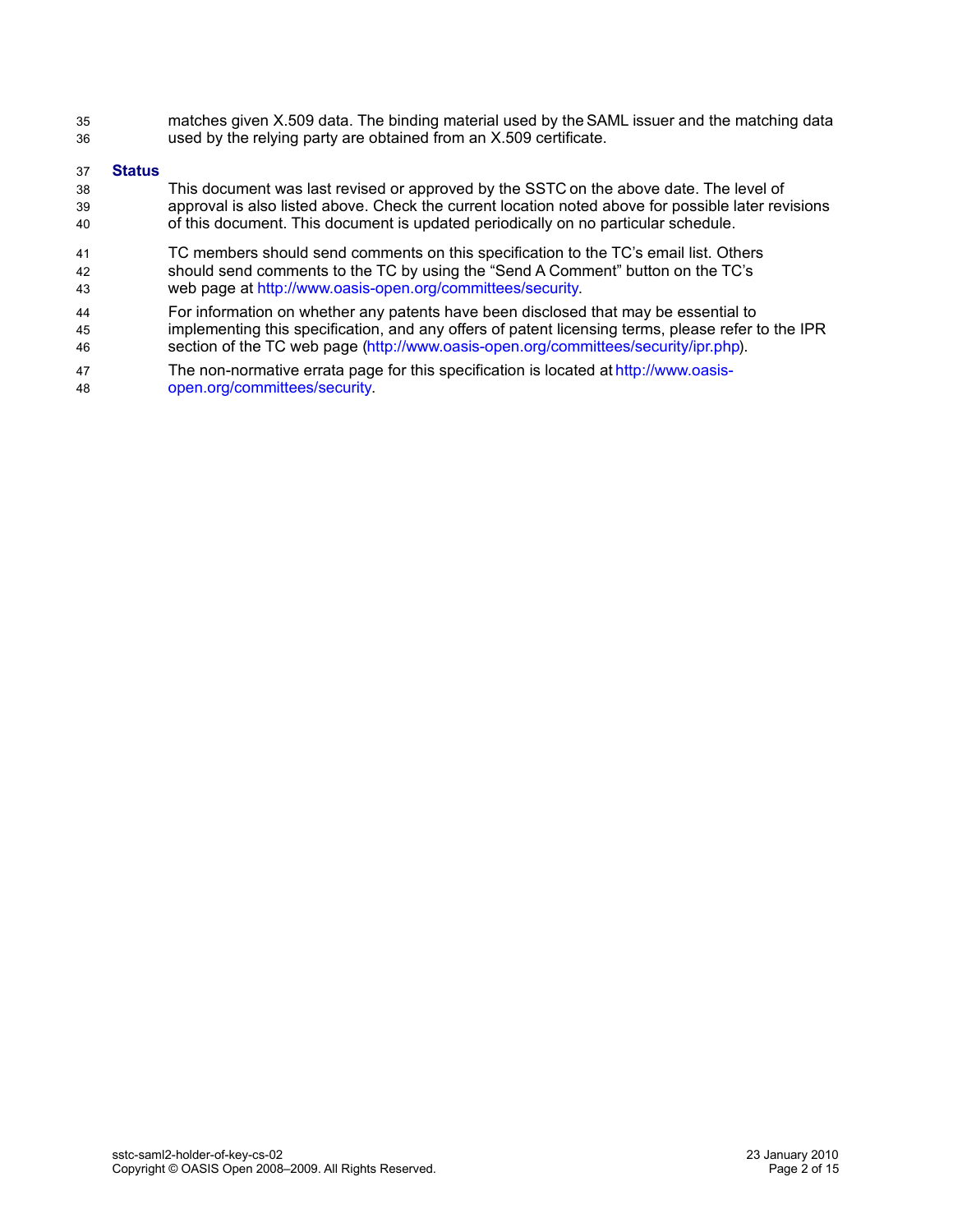matches given X.509 data. The binding material used by the SAML issuer and the matching data used by the relying party are obtained from an X.509 certificate.

**Status**

This document was last revised or approved by the SSTC on the above date. The level of approval is also listed above. Check the current location noted above for possible later revisions of this document. This document is updated periodically on no particular schedule.

TC members should send comments on this specification to the TC's email list. Others should send comments to the TC by using the "Send A Comment" button on the TC's web page at http://www.oasis-open.org/committees/security.

For information on whether any patents have been disclosed that may be essential to implementing this specification, and any offers of patent licensing terms, please refer to the IPR section of the TC web page (http://www.oasis-open.org/committees/security/ipr.php).

The non-normative errata page for this specification is located at http://www.oasis-open.org/committees/security.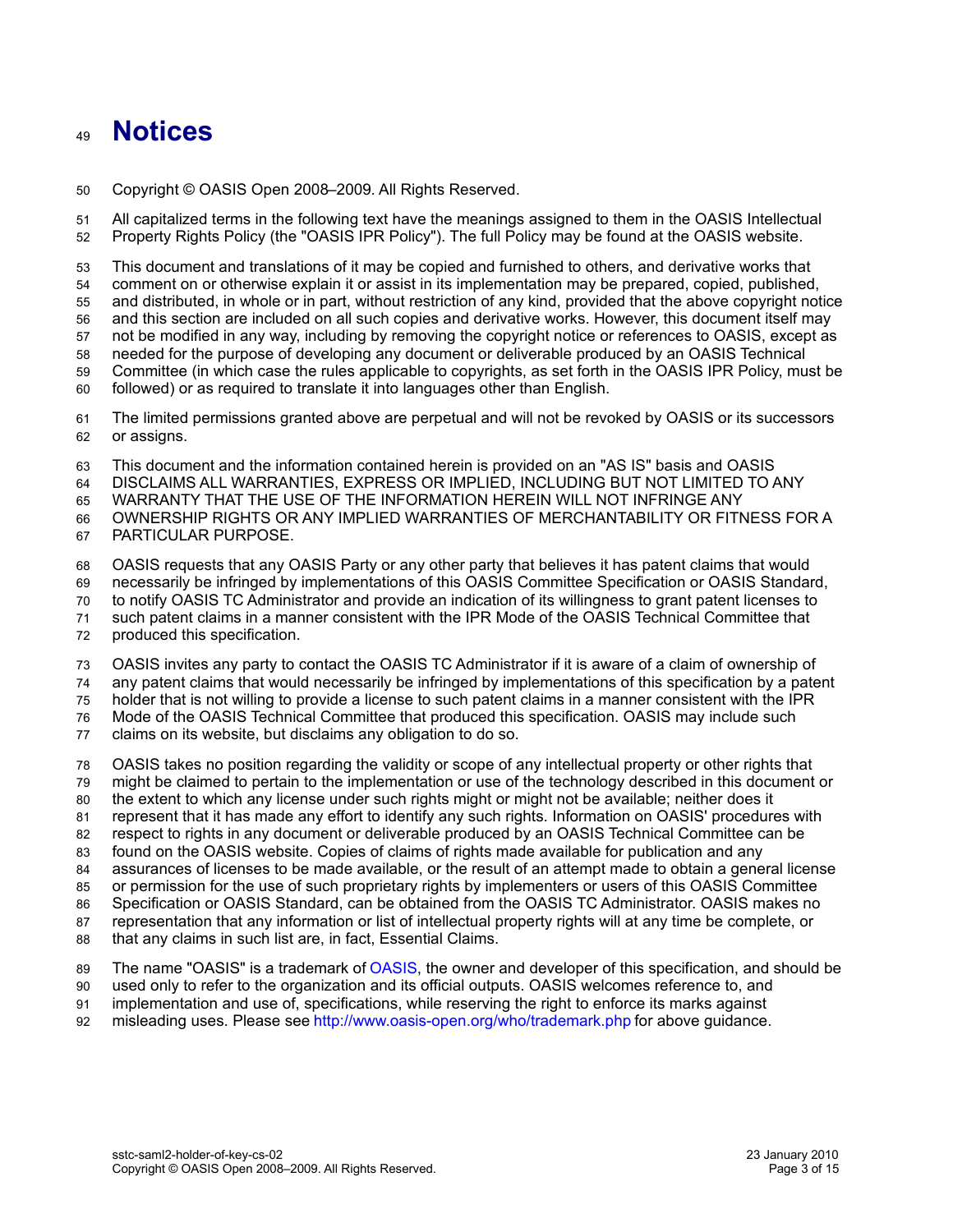# Notices

Copyright © OASIS Open 2008–2009. All Rights Reserved.

All capitalized terms in the following text have the meanings assigned to them in the OASIS Intellectual Property Rights Policy (the "OASIS IPR Policy"). The full Policy may be found at the OASIS website.

This document and translations of it may be copied and furnished to others, and derivative works that comment on or otherwise explain it or assist in its implementation may be prepared, copied, published, and distributed, in whole or in part, without restriction of any kind, provided that the above copyright notice and this section are included on all such copies and derivative works. However, this document itself may not be modified in any way, including by removing the copyright notice or references to OASIS, except as needed for the purpose of developing any document or deliverable produced by an OASIS Technical Committee (in which case the rules applicable to copyrights, as set forth in the OASIS IPR Policy, must be followed) or as required to translate it into languages other than English.

The limited permissions granted above are perpetual and will not be revoked by OASIS or its successors or assigns.

This document and the information contained herein is provided on an "AS IS" basis and OASIS DISCLAIMS ALL WARRANTIES, EXPRESS OR IMPLIED, INCLUDING BUT NOT LIMITED TO ANY WARRANTY THAT THE USE OF THE INFORMATION HEREIN WILL NOT INFRINGE ANY OWNERSHIP RIGHTS OR ANY IMPLIED WARRANTIES OF MERCHANTABILITY OR FITNESS FOR A PARTICULAR PURPOSE.

OASIS requests that any OASIS Party or any other party that believes it has patent claims that would necessarily be infringed by implementations of this OASIS Committee Specification or OASIS Standard, to notify OASIS TC Administrator and provide an indication of its willingness to grant patent licenses to such patent claims in a manner consistent with the IPR Mode of the OASIS Technical Committee that produced this specification.

OASIS invites any party to contact the OASIS TC Administrator if it is aware of a claim of ownership of any patent claims that would necessarily be infringed by implementations of this specification by a patent holder that is not willing to provide a license to such patent claims in a manner consistent with the IPR Mode of the OASIS Technical Committee that produced this specification. OASIS may include such claims on its website, but disclaims any obligation to do so.

OASIS takes no position regarding the validity or scope of any intellectual property or other rights that might be claimed to pertain to the implementation or use of the technology described in this document or the extent to which any license under such rights might or might not be available; neither does it represent that it has made any effort to identify any such rights. Information on OASIS' procedures with respect to rights in any document or deliverable produced by an OASIS Technical Committee can be found on the OASIS website. Copies of claims of rights made available for publication and any assurances of licenses to be made available, or the result of an attempt made to obtain a general license or permission for the use of such proprietary rights by implementers or users of this OASIS Committee Specification or OASIS Standard, can be obtained from the OASIS TC Administrator. OASIS makes no representation that any information or list of intellectual property rights will at any time be complete, or that any claims in such list are, in fact, Essential Claims.

The name "OASIS" is a trademark of OASIS, the owner and developer of this specification, and should be used only to refer to the organization and its official outputs. OASIS welcomes reference to, and implementation and use of, specifications, while reserving the right to enforce its marks against misleading uses. Please see http://www.oasis-open.org/who/trademark.php for above guidance.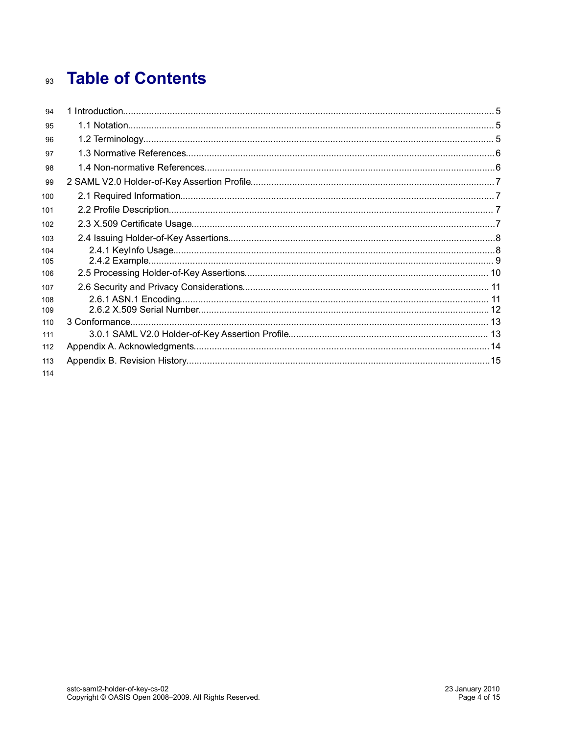# Table of Contents

1 Introduction........................................................................................................................5
  1.1 Notation.......................................................................................................................5
  1.2 Terminology.................................................................................................................5
  1.3 Normative References.................................................................................................6
  1.4 Non-normative References..........................................................................................6
2 SAML V2.0 Holder-of-Key Assertion Profile........................................................................7
  2.1 Required Information...................................................................................................7
  2.2 Profile Description.......................................................................................................7
  2.3 X.509 Certificate Usage...............................................................................................7
  2.4 Issuing Holder-of-Key Assertions................................................................................8
    2.4.1 KeyInfo Usage.......................................................................................................8
    2.4.2 Example.................................................................................................................9
  2.5 Processing Holder-of-Key Assertions.........................................................................10
  2.6 Security and Privacy Considerations..........................................................................11
    2.6.1 ASN.1 Encoding...................................................................................................11
    2.6.2 X.509 Serial Number............................................................................................12
3 Conformance.....................................................................................................................13
    3.0.1 SAML V2.0 Holder-of-Key Assertion Profile.........................................................13
Appendix A. Acknowledgments............................................................................................14
Appendix B. Revision History...............................................................................................15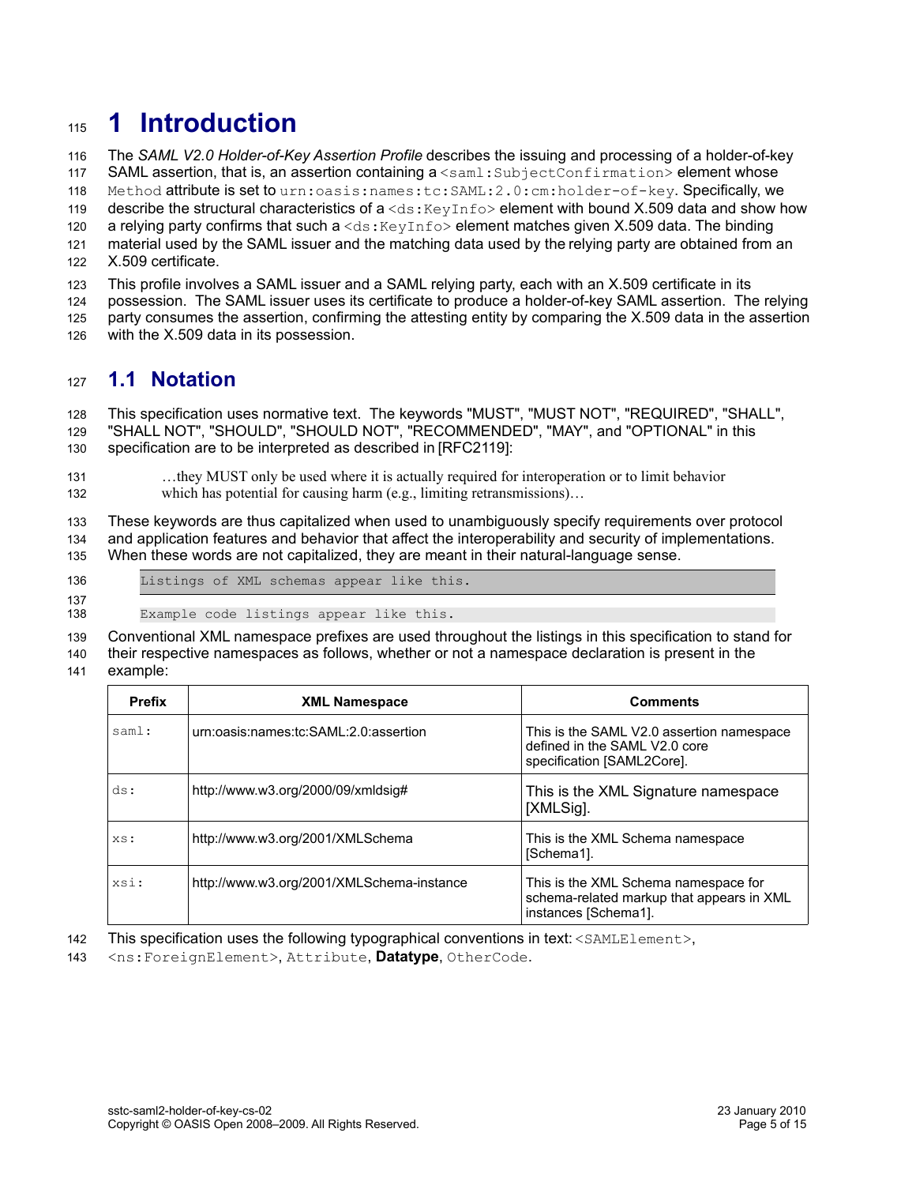# 1 Introduction

The *SAML V2.0 Holder-of-Key Assertion Profile* describes the issuing and processing of a holder-of-key SAML assertion, that is, an assertion containing a `<saml:SubjectConfirmation>` element whose `Method` attribute is set to `urn:oasis:names:tc:SAML:2.0:cm:holder-of-key`. Specifically, we describe the structural characteristics of a `<ds:KeyInfo>` element with bound X.509 data and show how a relying party confirms that such a `<ds:KeyInfo>` element matches given X.509 data. The binding material used by the SAML issuer and the matching data used by the relying party are obtained from an X.509 certificate.

This profile involves a SAML issuer and a SAML relying party, each with an X.509 certificate in its possession. The SAML issuer uses its certificate to produce a holder-of-key SAML assertion. The relying party consumes the assertion, confirming the attesting entity by comparing the X.509 data in the assertion with the X.509 data in its possession.

## 1.1 Notation

This specification uses normative text. The keywords "MUST", "MUST NOT", "REQUIRED", "SHALL", "SHALL NOT", "SHOULD", "SHOULD NOT", "RECOMMENDED", "MAY", and "OPTIONAL" in this specification are to be interpreted as described in [RFC2119]:

> …they MUST only be used where it is actually required for interoperation or to limit behavior which has potential for causing harm (e.g., limiting retransmissions)…

These keywords are thus capitalized when used to unambiguously specify requirements over protocol and application features and behavior that affect the interoperability and security of implementations. When these words are not capitalized, they are meant in their natural-language sense.

```
Listings of XML schemas appear like this.
```

```
Example code listings appear like this.
```

Conventional XML namespace prefixes are used throughout the listings in this specification to stand for their respective namespaces as follows, whether or not a namespace declaration is present in the example:

| Prefix | XML Namespace | Comments |
|---|---|---|
| `saml:` | urn:oasis:names:tc:SAML:2.0:assertion | This is the SAML V2.0 assertion namespace defined in the SAML V2.0 core specification [SAML2Core]. |
| `ds:` | http://www.w3.org/2000/09/xmldsig# | This is the XML Signature namespace [XMLSig]. |
| `xs:` | http://www.w3.org/2001/XMLSchema | This is the XML Schema namespace [Schema1]. |
| `xsi:` | http://www.w3.org/2001/XMLSchema-instance | This is the XML Schema namespace for schema-related markup that appears in XML instances [Schema1]. |

This specification uses the following typographical conventions in text: `<SAMLElement>`, `<ns:ForeignElement>`, `Attribute`, **Datatype**, `OtherCode`.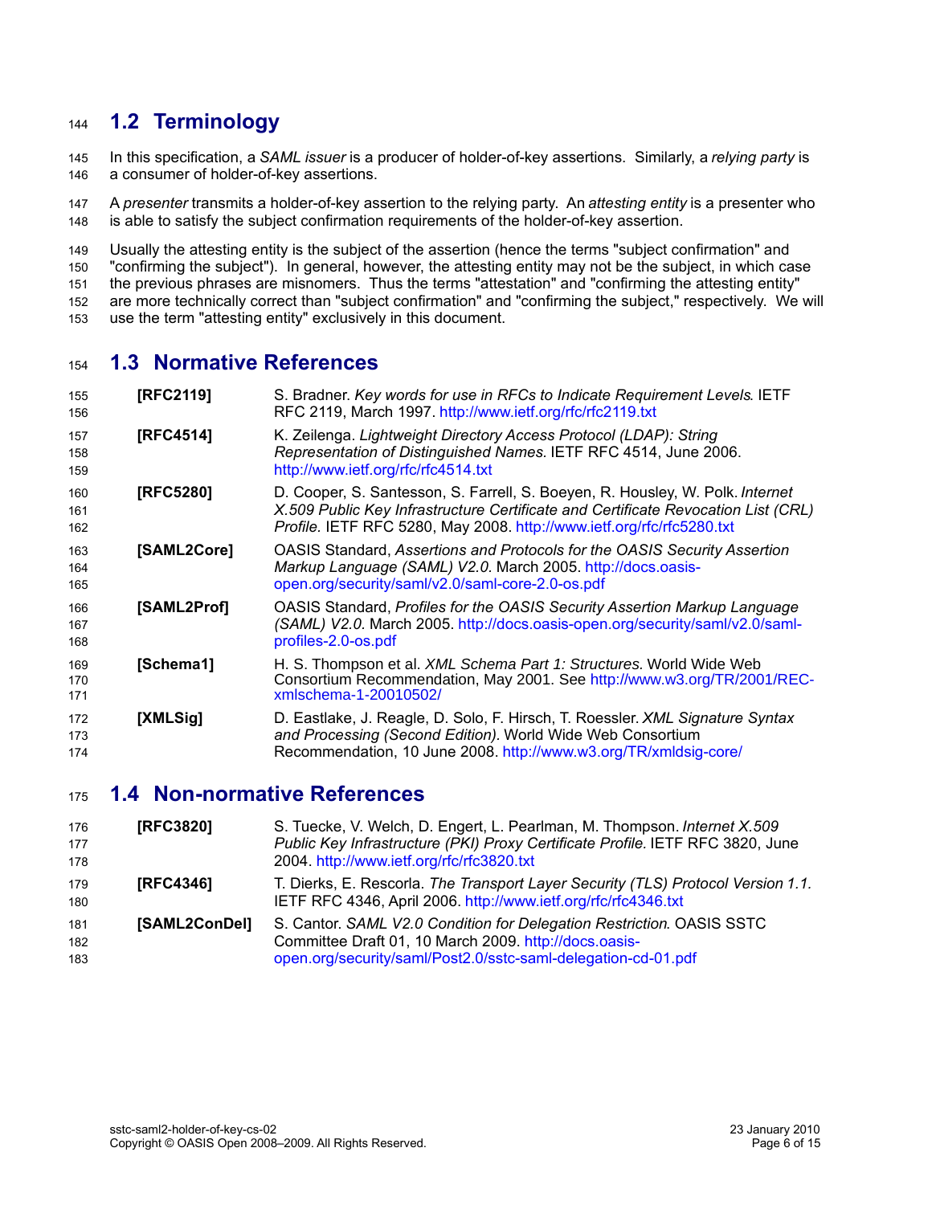## 1.2 Terminology

In this specification, a *SAML issuer* is a producer of holder-of-key assertions. Similarly, a *relying party* is a consumer of holder-of-key assertions.

A *presenter* transmits a holder-of-key assertion to the relying party. An *attesting entity* is a presenter who is able to satisfy the subject confirmation requirements of the holder-of-key assertion.

Usually the attesting entity is the subject of the assertion (hence the terms "subject confirmation" and "confirming the subject"). In general, however, the attesting entity may not be the subject, in which case the previous phrases are misnomers. Thus the terms "attestation" and "confirming the attesting entity" are more technically correct than "subject confirmation" and "confirming the subject," respectively. We will use the term "attesting entity" exclusively in this document.

## 1.3 Normative References

**[RFC2119]** S. Bradner. *Key words for use in RFCs to Indicate Requirement Levels*. IETF RFC 2119, March 1997. http://www.ietf.org/rfc/rfc2119.txt

**[RFC4514]** K. Zeilenga. *Lightweight Directory Access Protocol (LDAP): String Representation of Distinguished Names.* IETF RFC 4514, June 2006. http://www.ietf.org/rfc/rfc4514.txt

**[RFC5280]** D. Cooper, S. Santesson, S. Farrell, S. Boeyen, R. Housley, W. Polk. *Internet X.509 Public Key Infrastructure Certificate and Certificate Revocation List (CRL) Profile.* IETF RFC 5280, May 2008. http://www.ietf.org/rfc/rfc5280.txt

**[SAML2Core]** OASIS Standard, *Assertions and Protocols for the OASIS Security Assertion Markup Language (SAML) V2.0.* March 2005. http://docs.oasis-open.org/security/saml/v2.0/saml-core-2.0-os.pdf

**[SAML2Prof]** OASIS Standard, *Profiles for the OASIS Security Assertion Markup Language (SAML) V2.0.* March 2005. http://docs.oasis-open.org/security/saml/v2.0/saml-profiles-2.0-os.pdf

**[Schema1]** H. S. Thompson et al. *XML Schema Part 1: Structures.* World Wide Web Consortium Recommendation, May 2001. See http://www.w3.org/TR/2001/REC-xmlschema-1-20010502/

**[XMLSig]** D. Eastlake, J. Reagle, D. Solo, F. Hirsch, T. Roessler. *XML Signature Syntax and Processing (Second Edition).* World Wide Web Consortium Recommendation, 10 June 2008. http://www.w3.org/TR/xmldsig-core/

## 1.4 Non-normative References

**[RFC3820]** S. Tuecke, V. Welch, D. Engert, L. Pearlman, M. Thompson. *Internet X.509 Public Key Infrastructure (PKI) Proxy Certificate Profile.* IETF RFC 3820, June 2004. http://www.ietf.org/rfc/rfc3820.txt

**[RFC4346]** T. Dierks, E. Rescorla. *The Transport Layer Security (TLS) Protocol Version 1.1.* IETF RFC 4346, April 2006. http://www.ietf.org/rfc/rfc4346.txt

**[SAML2ConDel]** S. Cantor. *SAML V2.0 Condition for Delegation Restriction*. OASIS SSTC Committee Draft 01, 10 March 2009. http://docs.oasis-open.org/security/saml/Post2.0/sstc-saml-delegation-cd-01.pdf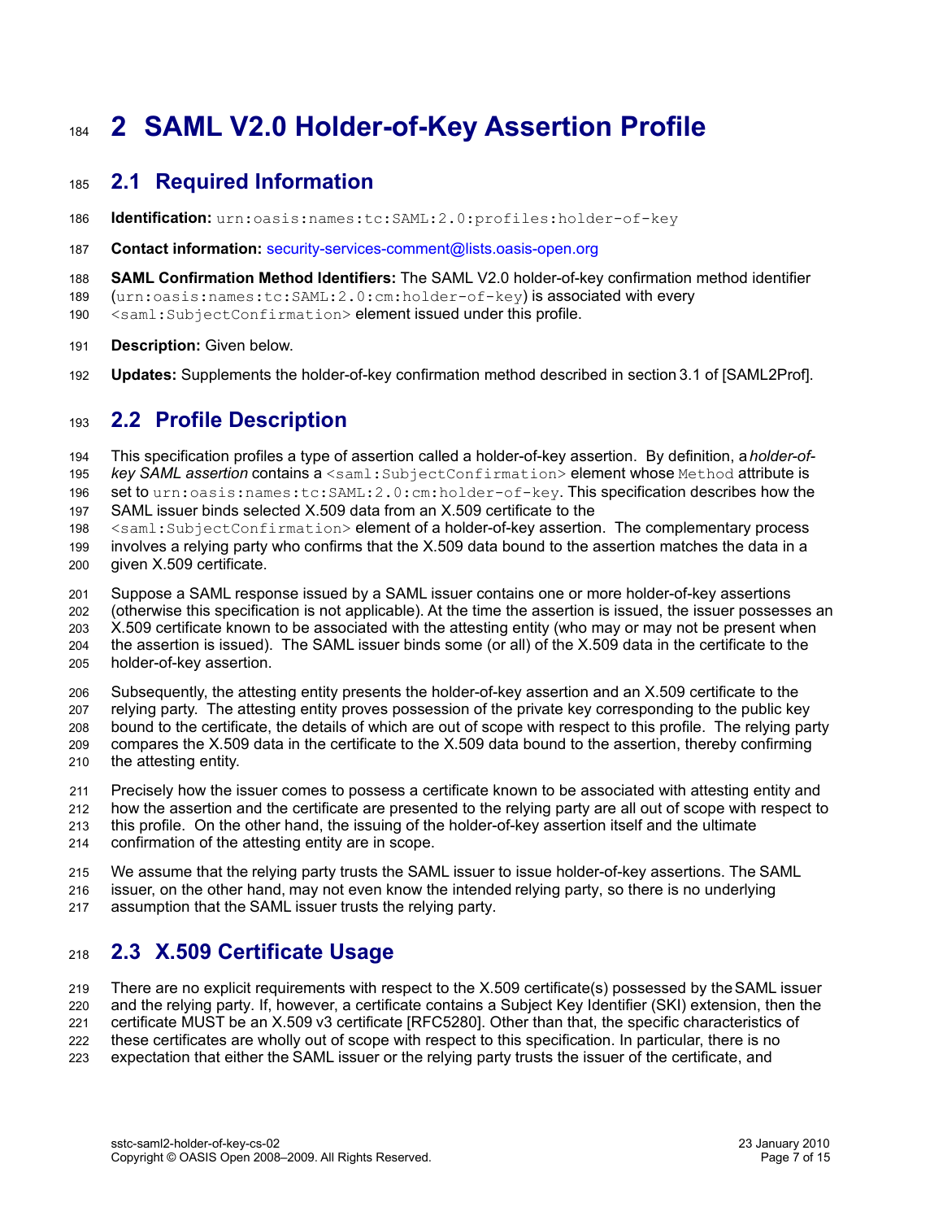# 2 SAML V2.0 Holder-of-Key Assertion Profile

## 2.1 Required Information

**Identification:** `urn:oasis:names:tc:SAML:2.0:profiles:holder-of-key`

**Contact information:** security-services-comment@lists.oasis-open.org

**SAML Confirmation Method Identifiers:** The SAML V2.0 holder-of-key confirmation method identifier (`urn:oasis:names:tc:SAML:2.0:cm:holder-of-key`) is associated with every `<saml:SubjectConfirmation>` element issued under this profile.

**Description:** Given below.

**Updates:** Supplements the holder-of-key confirmation method described in section 3.1 of [SAML2Prof].

## 2.2 Profile Description

This specification profiles a type of assertion called a holder-of-key assertion. By definition, a *holder-of-key SAML assertion* contains a `<saml:SubjectConfirmation>` element whose `Method` attribute is set to `urn:oasis:names:tc:SAML:2.0:cm:holder-of-key`. This specification describes how the SAML issuer binds selected X.509 data from an X.509 certificate to the `<saml:SubjectConfirmation>` element of a holder-of-key assertion. The complementary process involves a relying party who confirms that the X.509 data bound to the assertion matches the data in a given X.509 certificate.

Suppose a SAML response issued by a SAML issuer contains one or more holder-of-key assertions (otherwise this specification is not applicable). At the time the assertion is issued, the issuer possesses an X.509 certificate known to be associated with the attesting entity (who may or may not be present when the assertion is issued). The SAML issuer binds some (or all) of the X.509 data in the certificate to the holder-of-key assertion.

Subsequently, the attesting entity presents the holder-of-key assertion and an X.509 certificate to the relying party. The attesting entity proves possession of the private key corresponding to the public key bound to the certificate, the details of which are out of scope with respect to this profile. The relying party compares the X.509 data in the certificate to the X.509 data bound to the assertion, thereby confirming the attesting entity.

Precisely how the issuer comes to possess a certificate known to be associated with attesting entity and how the assertion and the certificate are presented to the relying party are all out of scope with respect to this profile. On the other hand, the issuing of the holder-of-key assertion itself and the ultimate confirmation of the attesting entity are in scope.

We assume that the relying party trusts the SAML issuer to issue holder-of-key assertions. The SAML issuer, on the other hand, may not even know the intended relying party, so there is no underlying assumption that the SAML issuer trusts the relying party.

## 2.3 X.509 Certificate Usage

There are no explicit requirements with respect to the X.509 certificate(s) possessed by the SAML issuer and the relying party. If, however, a certificate contains a Subject Key Identifier (SKI) extension, then the certificate MUST be an X.509 v3 certificate [RFC5280]. Other than that, the specific characteristics of these certificates are wholly out of scope with respect to this specification. In particular, there is no expectation that either the SAML issuer or the relying party trusts the issuer of the certificate, and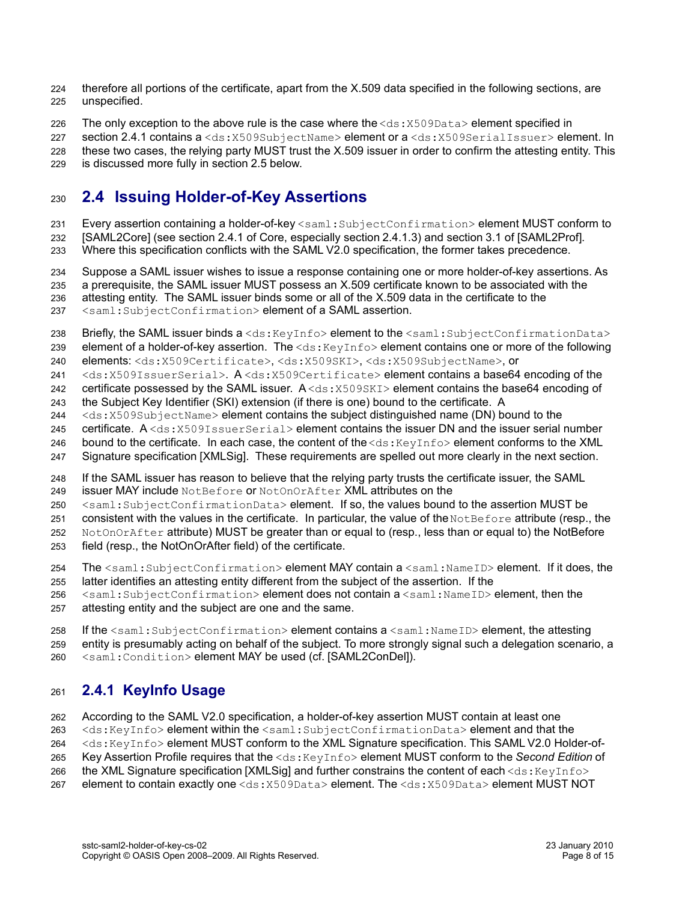therefore all portions of the certificate, apart from the X.509 data specified in the following sections, are unspecified.

The only exception to the above rule is the case where the `<ds:X509Data>` element specified in section 2.4.1 contains a `<ds:X509SubjectName>` element or a `<ds:X509SerialIssuer>` element. In these two cases, the relying party MUST trust the X.509 issuer in order to confirm the attesting entity. This is discussed more fully in section 2.5 below.

## 2.4 Issuing Holder-of-Key Assertions

Every assertion containing a holder-of-key `<saml:SubjectConfirmation>` element MUST conform to [SAML2Core] (see section 2.4.1 of Core, especially section 2.4.1.3) and section 3.1 of [SAML2Prof]. Where this specification conflicts with the SAML V2.0 specification, the former takes precedence.

Suppose a SAML issuer wishes to issue a response containing one or more holder-of-key assertions. As a prerequisite, the SAML issuer MUST possess an X.509 certificate known to be associated with the attesting entity. The SAML issuer binds some or all of the X.509 data in the certificate to the `<saml:SubjectConfirmation>` element of a SAML assertion.

Briefly, the SAML issuer binds a `<ds:KeyInfo>` element to the `<saml:SubjectConfirmationData>` element of a holder-of-key assertion. The `<ds:KeyInfo>` element contains one or more of the following elements: `<ds:X509Certificate>`, `<ds:X509SKI>`, `<ds:X509SubjectName>`, or `<ds:X509IssuerSerial>`. A `<ds:X509Certificate>` element contains a base64 encoding of the certificate possessed by the SAML issuer. A `<ds:X509SKI>` element contains the base64 encoding of the Subject Key Identifier (SKI) extension (if there is one) bound to the certificate. A `<ds:X509SubjectName>` element contains the subject distinguished name (DN) bound to the certificate. A `<ds:X509IssuerSerial>` element contains the issuer DN and the issuer serial number bound to the certificate. In each case, the content of the `<ds:KeyInfo>` element conforms to the XML Signature specification [XMLSig]. These requirements are spelled out more clearly in the next section.

If the SAML issuer has reason to believe that the relying party trusts the certificate issuer, the SAML issuer MAY include `NotBefore` or `NotOnOrAfter` XML attributes on the `<saml:SubjectConfirmationData>` element. If so, the values bound to the assertion MUST be consistent with the values in the certificate. In particular, the value of the `NotBefore` attribute (resp., the `NotOnOrAfter` attribute) MUST be greater than or equal to (resp., less than or equal to) the NotBefore field (resp., the NotOnOrAfter field) of the certificate.

The `<saml:SubjectConfirmation>` element MAY contain a `<saml:NameID>` element. If it does, the latter identifies an attesting entity different from the subject of the assertion. If the `<saml:SubjectConfirmation>` element does not contain a `<saml:NameID>` element, then the attesting entity and the subject are one and the same.

If the `<saml:SubjectConfirmation>` element contains a `<saml:NameID>` element, the attesting entity is presumably acting on behalf of the subject. To more strongly signal such a delegation scenario, a `<saml:Condition>` element MAY be used (cf. [SAML2ConDel]).

### 2.4.1 KeyInfo Usage

According to the SAML V2.0 specification, a holder-of-key assertion MUST contain at least one `<ds:KeyInfo>` element within the `<saml:SubjectConfirmationData>` element and that the `<ds:KeyInfo>` element MUST conform to the XML Signature specification. This SAML V2.0 Holder-of-Key Assertion Profile requires that the `<ds:KeyInfo>` element MUST conform to the *Second Edition* of the XML Signature specification [XMLSig] and further constrains the content of each `<ds:KeyInfo>` element to contain exactly one `<ds:X509Data>` element. The `<ds:X509Data>` element MUST NOT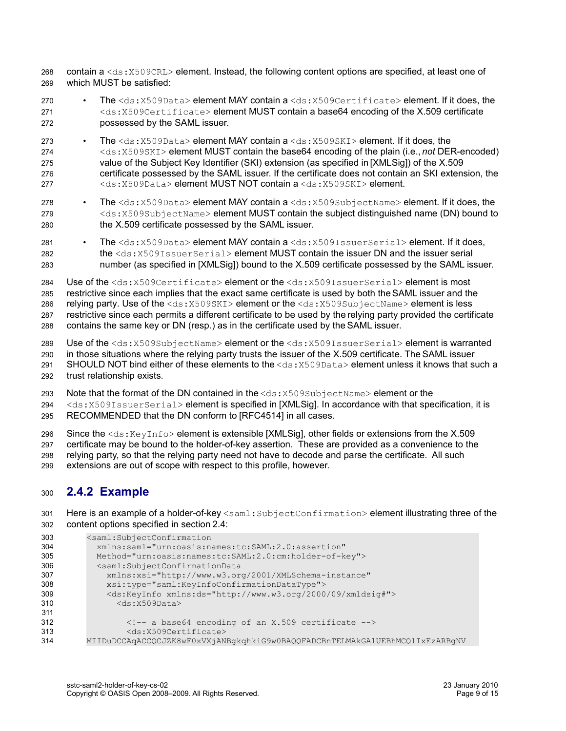contain a `<ds:X509CRL>` element. Instead, the following content options are specified, at least one of which MUST be satisfied:

- The `<ds:X509Data>` element MAY contain a `<ds:X509Certificate>` element. If it does, the `<ds:X509Certificate>` element MUST contain a base64 encoding of the X.509 certificate possessed by the SAML issuer.
- The `<ds:X509Data>` element MAY contain a `<ds:X509SKI>` element. If it does, the `<ds:X509SKI>` element MUST contain the base64 encoding of the plain (i.e., *not* DER-encoded) value of the Subject Key Identifier (SKI) extension (as specified in [XMLSig]) of the X.509 certificate possessed by the SAML issuer. If the certificate does not contain an SKI extension, the `<ds:X509Data>` element MUST NOT contain a `<ds:X509SKI>` element.
- The `<ds:X509Data>` element MAY contain a `<ds:X509SubjectName>` element. If it does, the `<ds:X509SubjectName>` element MUST contain the subject distinguished name (DN) bound to the X.509 certificate possessed by the SAML issuer.
- The `<ds:X509Data>` element MAY contain a `<ds:X509IssuerSerial>` element. If it does, the `<ds:X509IssuerSerial>` element MUST contain the issuer DN and the issuer serial number (as specified in [XMLSig]) bound to the X.509 certificate possessed by the SAML issuer.

Use of the `<ds:X509Certificate>` element or the `<ds:X509IssuerSerial>` element is most restrictive since each implies that the exact same certificate is used by both the SAML issuer and the relying party. Use of the `<ds:X509SKI>` element or the `<ds:X509SubjectName>` element is less restrictive since each permits a different certificate to be used by the relying party provided the certificate contains the same key or DN (resp.) as in the certificate used by the SAML issuer.

Use of the `<ds:X509SubjectName>` element or the `<ds:X509IssuerSerial>` element is warranted in those situations where the relying party trusts the issuer of the X.509 certificate. The SAML issuer SHOULD NOT bind either of these elements to the `<ds:X509Data>` element unless it knows that such a trust relationship exists.

Note that the format of the DN contained in the `<ds:X509SubjectName>` element or the `<ds:X509IssuerSerial>` element is specified in [XMLSig]. In accordance with that specification, it is RECOMMENDED that the DN conform to [RFC4514] in all cases.

Since the `<ds:KeyInfo>` element is extensible [XMLSig], other fields or extensions from the X.509 certificate may be bound to the holder-of-key assertion. These are provided as a convenience to the relying party, so that the relying party need not have to decode and parse the certificate. All such extensions are out of scope with respect to this profile, however.

### 2.4.2 Example

Here is an example of a holder-of-key `<saml:SubjectConfirmation>` element illustrating three of the content options specified in section 2.4:

```
<saml:SubjectConfirmation
  xmlns:saml="urn:oasis:names:tc:SAML:2.0:assertion"
  Method="urn:oasis:names:tc:SAML:2.0:cm:holder-of-key">
  <saml:SubjectConfirmationData
    xmlns:xsi="http://www.w3.org/2001/XMLSchema-instance"
    xsi:type="saml:KeyInfoConfirmationDataType">
    <ds:KeyInfo xmlns:ds="http://www.w3.org/2000/09/xmldsig#">
      <ds:X509Data>

        <!-- a base64 encoding of an X.509 certificate -->
        <ds:X509Certificate>
MIIDuDCCAqACCQCJZK8wF0xVXjANBgkqhkiG9w0BAQQFADCBnTELMAkGA1UEBhMCQlIxEzARBgNV
```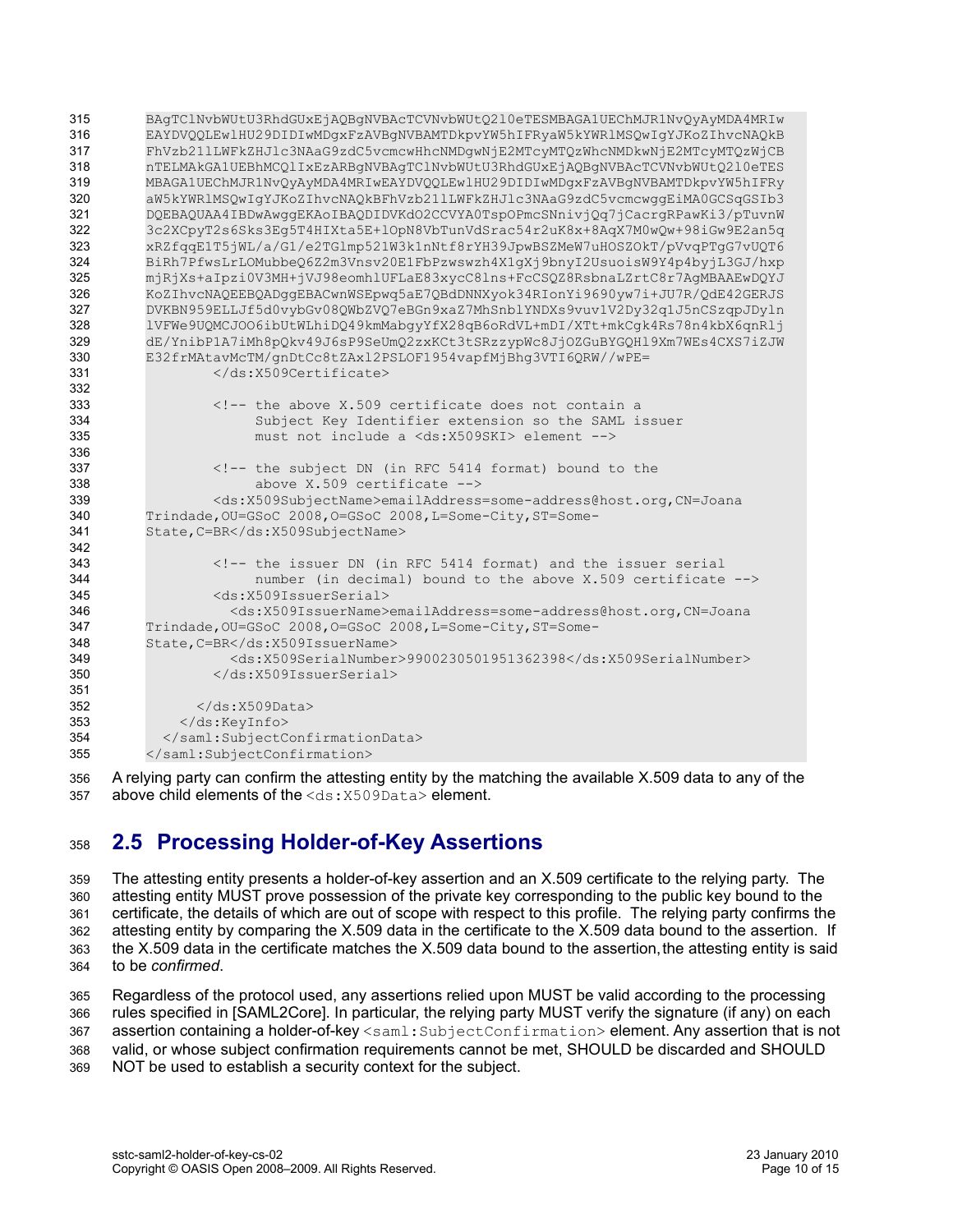```
    BAgTClNvbWUtU3RhdGUxEjAQBgNVBAcTCVNvbWUtQ2l0eTESMBAGA1UEChMJR1NvQyAyMDA4MRIw
    EAYDVQQLEwlHU29DIDIwMDgxFzAVBgNVBAMTDkpvYW5hIFRyaW5kYWRlMSQwIgYJKoZIhvcNAQkB
    FhVzb21lLWFkZHJlc3NAaG9zdC5vcmcwHhcNMDgwNjE2MTcyMTQzWhcNMDkwNjE2MTcyMTQzWjCB
    nTELMAkGA1UEBhMCQlIxEzARBgNVBAgTClNvbWUtU3RhdGUxEjAQBgNVBAcTCVNvbWUtQ2l0eTES
    MBAGA1UEChMJR1NvQyAyMDA4MRIwEAYDVQQLEwlHU29DIDIwMDgxFzAVBgNVBAMTDkpvYW5hIFRy
    aW5kYWRlMSQwIgYJKoZIhvcNAQkBFhVzb21lLWFkZHJlc3NAaG9zdC5vcmcwggEiMA0GCSqGSIb3
    DQEBAQUAA4IBDwAwggEKAoIBAQDIDVKdO2CCVYA0TspOPmcSNnivjQq7jCacrgRPawKi3/pTuvnW
    3c2XCpyT2s6Sks3Eg5T4HIXta5E+lOpN8VbTunVdSrac54r2uK8x+8AqX7M0wQw+98iGw9E2an5q
    xRZfqqE1T5jWL/a/G1/e2TGlmp521W3k1nNtf8rYH39JpwBSZMeW7uHOSZOkT/pVvqPTgG7vUQT6
    BiRh7PfwsLrLOMubbeQ6Z2m3Vnsv20E1FbPzwswzh4X1gXj9bnyI2UsuoisW9Y4p4byjL3GJ/hxp
    mjRjXs+aIpzi0V3MH+jVJ98eomhlUFLaE83xycC8lns+FcCSQZ8RsbnaLZrtC8r7AgMBAAEwDQYJ
    KoZIhvcNAQEEBQADggEBACwnWSEpwq5aE7QBdDNNXyok34RIonYi9690yw7i+JU7R/QdE42GERJS
    DVKBN959ELLJf5d0vybGv08QWbZVQ7eBGn9xaZ7MhSnblYNDXs9vuv1V2Dy32q1J5nCSzqpJDyln
    lVFWe9UQMCJOO6ibUtWLhiDQ49kmMabgyYfX28qB6oRdVL+mDI/XTt+mkCgk4Rs78n4kbX6qnRlj
    dE/YnibP1A7iMh8pQkv49J6sP9SeUmQ2zxKCt3tSRzzypWc8JjOZGuBYGQHl9Xm7WEs4CXS7iZJW
    E32frMAtavMcTM/gnDtCc8tZAxl2PSLOF1954vapfMjBhg3VTI6QRW//wPE=
            </ds:X509Certificate>

            <!-- the above X.509 certificate does not contain a
                 Subject Key Identifier extension so the SAML issuer
                 must not include a <ds:X509SKI> element -->

            <!-- the subject DN (in RFC 5414 format) bound to the
                 above X.509 certificate -->
            <ds:X509SubjectName>emailAddress=some-address@host.org,CN=Joana
    Trindade,OU=GSoC 2008,O=GSoC 2008,L=Some-City,ST=Some-
    State,C=BR</ds:X509SubjectName>

            <!-- the issuer DN (in RFC 5414 format) and the issuer serial
                 number (in decimal) bound to the above X.509 certificate -->
            <ds:X509IssuerSerial>
              <ds:X509IssuerName>emailAddress=some-address@host.org,CN=Joana
    Trindade,OU=GSoC 2008,O=GSoC 2008,L=Some-City,ST=Some-
    State,C=BR</ds:X509IssuerName>
              <ds:X509SerialNumber>9900230501951362398</ds:X509SerialNumber>
            </ds:X509IssuerSerial>

          </ds:X509Data>
        </ds:KeyInfo>
      </saml:SubjectConfirmationData>
    </saml:SubjectConfirmation>
```

A relying party can confirm the attesting entity by the matching the available X.509 data to any of the above child elements of the `<ds:X509Data>` element.

## 2.5 Processing Holder-of-Key Assertions

The attesting entity presents a holder-of-key assertion and an X.509 certificate to the relying party. The attesting entity MUST prove possession of the private key corresponding to the public key bound to the certificate, the details of which are out of scope with respect to this profile. The relying party confirms the attesting entity by comparing the X.509 data in the certificate to the X.509 data bound to the assertion. If the X.509 data in the certificate matches the X.509 data bound to the assertion, the attesting entity is said to be *confirmed*.

Regardless of the protocol used, any assertions relied upon MUST be valid according to the processing rules specified in [SAML2Core]. In particular, the relying party MUST verify the signature (if any) on each assertion containing a holder-of-key `<saml:SubjectConfirmation>` element. Any assertion that is not valid, or whose subject confirmation requirements cannot be met, SHOULD be discarded and SHOULD NOT be used to establish a security context for the subject.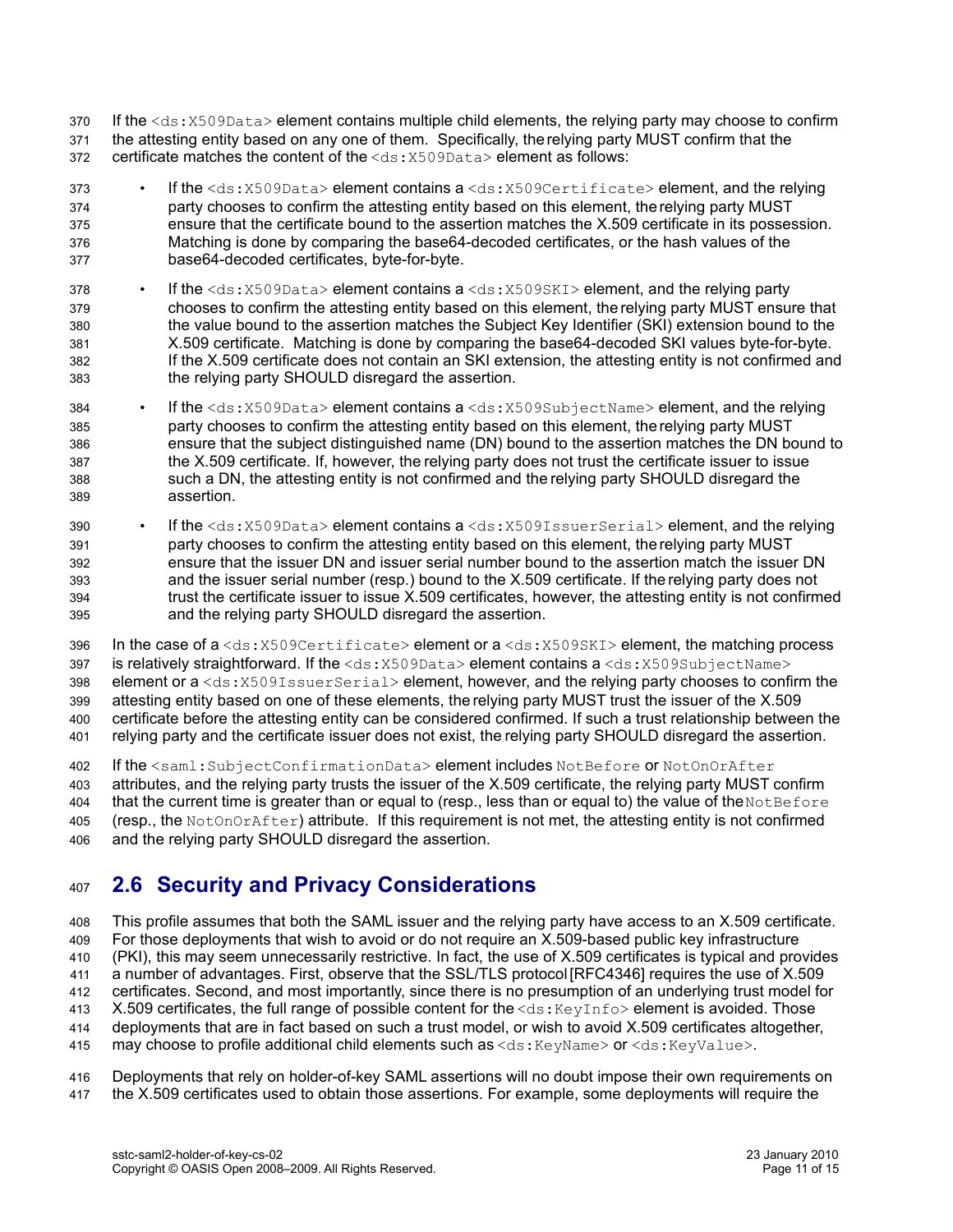If the `<ds:X509Data>` element contains multiple child elements, the relying party may choose to confirm the attesting entity based on any one of them. Specifically, the relying party MUST confirm that the certificate matches the content of the `<ds:X509Data>` element as follows:

- If the `<ds:X509Data>` element contains a `<ds:X509Certificate>` element, and the relying party chooses to confirm the attesting entity based on this element, the relying party MUST ensure that the certificate bound to the assertion matches the X.509 certificate in its possession. Matching is done by comparing the base64-decoded certificates, or the hash values of the base64-decoded certificates, byte-for-byte.
- If the `<ds:X509Data>` element contains a `<ds:X509SKI>` element, and the relying party chooses to confirm the attesting entity based on this element, the relying party MUST ensure that the value bound to the assertion matches the Subject Key Identifier (SKI) extension bound to the X.509 certificate. Matching is done by comparing the base64-decoded SKI values byte-for-byte. If the X.509 certificate does not contain an SKI extension, the attesting entity is not confirmed and the relying party SHOULD disregard the assertion.
- If the `<ds:X509Data>` element contains a `<ds:X509SubjectName>` element, and the relying party chooses to confirm the attesting entity based on this element, the relying party MUST ensure that the subject distinguished name (DN) bound to the assertion matches the DN bound to the X.509 certificate. If, however, the relying party does not trust the certificate issuer to issue such a DN, the attesting entity is not confirmed and the relying party SHOULD disregard the assertion.
- If the `<ds:X509Data>` element contains a `<ds:X509IssuerSerial>` element, and the relying party chooses to confirm the attesting entity based on this element, the relying party MUST ensure that the issuer DN and issuer serial number bound to the assertion match the issuer DN and the issuer serial number (resp.) bound to the X.509 certificate. If the relying party does not trust the certificate issuer to issue X.509 certificates, however, the attesting entity is not confirmed and the relying party SHOULD disregard the assertion.

In the case of a `<ds:X509Certificate>` element or a `<ds:X509SKI>` element, the matching process is relatively straightforward. If the `<ds:X509Data>` element contains a `<ds:X509SubjectName>` element or a `<ds:X509IssuerSerial>` element, however, and the relying party chooses to confirm the attesting entity based on one of these elements, the relying party MUST trust the issuer of the X.509 certificate before the attesting entity can be considered confirmed. If such a trust relationship between the relying party and the certificate issuer does not exist, the relying party SHOULD disregard the assertion.

If the `<saml:SubjectConfirmationData>` element includes `NotBefore` or `NotOnOrAfter` attributes, and the relying party trusts the issuer of the X.509 certificate, the relying party MUST confirm that the current time is greater than or equal to (resp., less than or equal to) the value of the `NotBefore` (resp., the `NotOnOrAfter`) attribute. If this requirement is not met, the attesting entity is not confirmed and the relying party SHOULD disregard the assertion.

## 2.6 Security and Privacy Considerations

This profile assumes that both the SAML issuer and the relying party have access to an X.509 certificate. For those deployments that wish to avoid or do not require an X.509-based public key infrastructure (PKI), this may seem unnecessarily restrictive. In fact, the use of X.509 certificates is typical and provides a number of advantages. First, observe that the SSL/TLS protocol [RFC4346] requires the use of X.509 certificates. Second, and most importantly, since there is no presumption of an underlying trust model for X.509 certificates, the full range of possible content for the `<ds:KeyInfo>` element is avoided. Those deployments that are in fact based on such a trust model, or wish to avoid X.509 certificates altogether, may choose to profile additional child elements such as `<ds:KeyName>` or `<ds:KeyValue>`.

Deployments that rely on holder-of-key SAML assertions will no doubt impose their own requirements on the X.509 certificates used to obtain those assertions. For example, some deployments will require the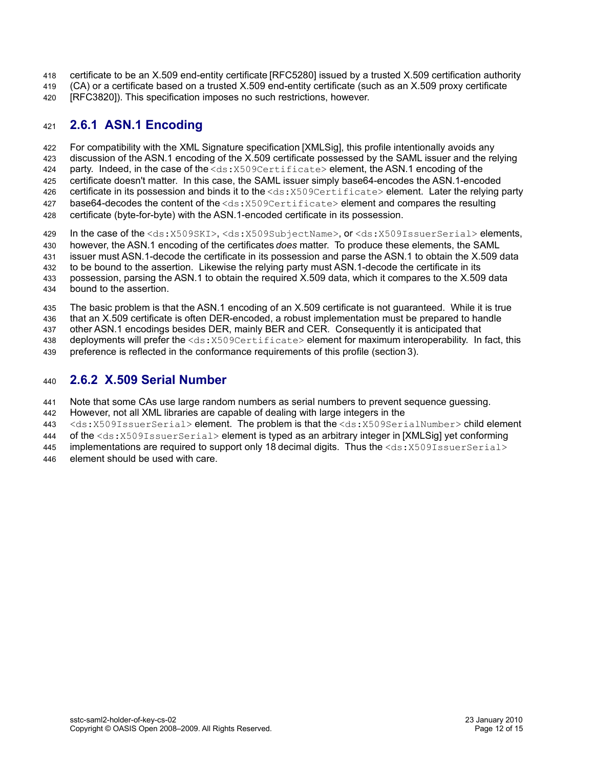certificate to be an X.509 end-entity certificate [RFC5280] issued by a trusted X.509 certification authority (CA) or a certificate based on a trusted X.509 end-entity certificate (such as an X.509 proxy certificate [RFC3820]). This specification imposes no such restrictions, however.

### 2.6.1 ASN.1 Encoding

For compatibility with the XML Signature specification [XMLSig], this profile intentionally avoids any discussion of the ASN.1 encoding of the X.509 certificate possessed by the SAML issuer and the relying party. Indeed, in the case of the `<ds:X509Certificate>` element, the ASN.1 encoding of the certificate doesn't matter. In this case, the SAML issuer simply base64-encodes the ASN.1-encoded certificate in its possession and binds it to the `<ds:X509Certificate>` element. Later the relying party base64-decodes the content of the `<ds:X509Certificate>` element and compares the resulting certificate (byte-for-byte) with the ASN.1-encoded certificate in its possession.

In the case of the `<ds:X509SKI>`, `<ds:X509SubjectName>`, or `<ds:X509IssuerSerial>` elements, however, the ASN.1 encoding of the certificates *does* matter. To produce these elements, the SAML issuer must ASN.1-decode the certificate in its possession and parse the ASN.1 to obtain the X.509 data to be bound to the assertion. Likewise the relying party must ASN.1-decode the certificate in its possession, parsing the ASN.1 to obtain the required X.509 data, which it compares to the X.509 data bound to the assertion.

The basic problem is that the ASN.1 encoding of an X.509 certificate is not guaranteed. While it is true that an X.509 certificate is often DER-encoded, a robust implementation must be prepared to handle other ASN.1 encodings besides DER, mainly BER and CER. Consequently it is anticipated that deployments will prefer the `<ds:X509Certificate>` element for maximum interoperability. In fact, this preference is reflected in the conformance requirements of this profile (section 3).

### 2.6.2 X.509 Serial Number

Note that some CAs use large random numbers as serial numbers to prevent sequence guessing. However, not all XML libraries are capable of dealing with large integers in the `<ds:X509IssuerSerial>` element. The problem is that the `<ds:X509SerialNumber>` child element of the `<ds:X509IssuerSerial>` element is typed as an arbitrary integer in [XMLSig] yet conforming implementations are required to support only 18 decimal digits. Thus the `<ds:X509IssuerSerial>` element should be used with care.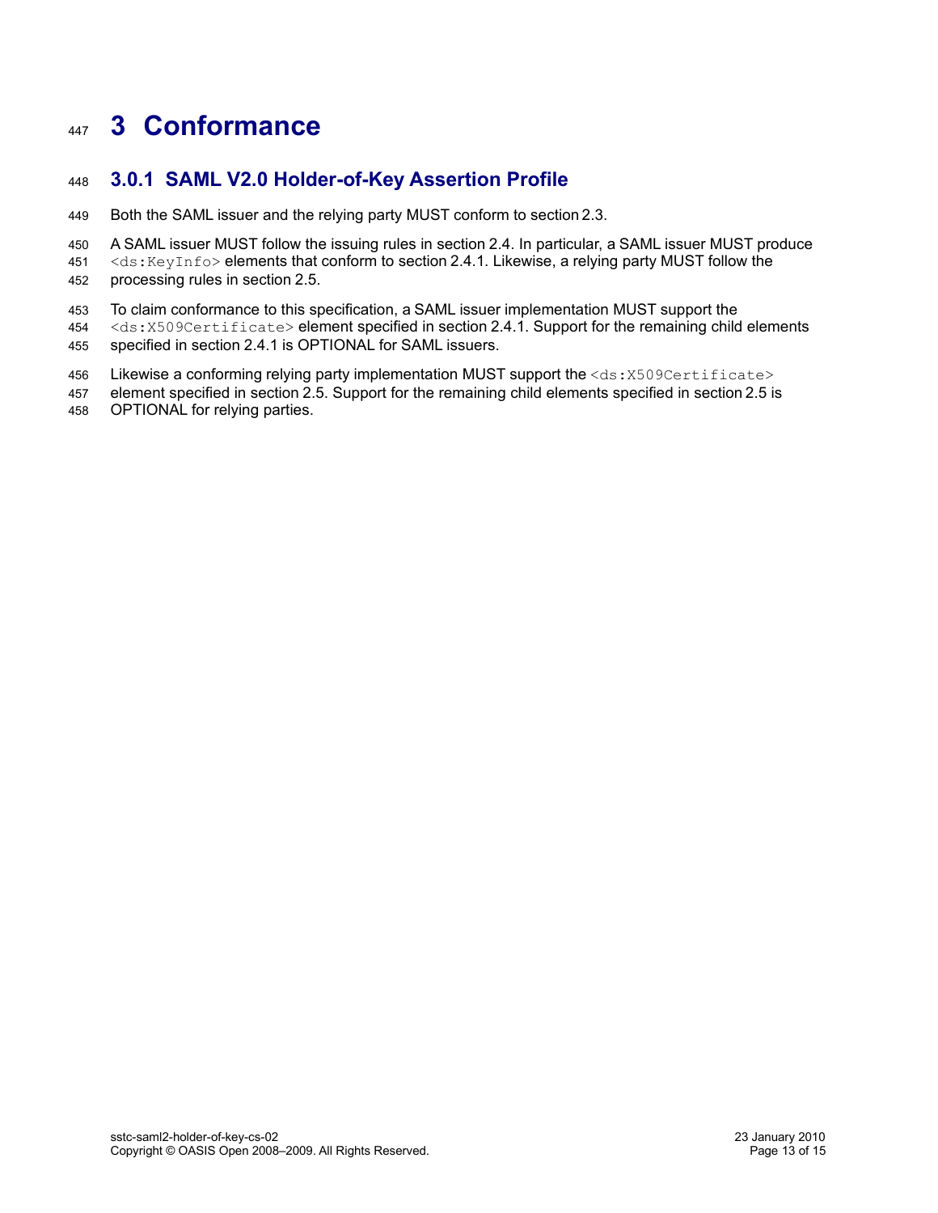# 3 Conformance

### 3.0.1 SAML V2.0 Holder-of-Key Assertion Profile

Both the SAML issuer and the relying party MUST conform to section 2.3.

A SAML issuer MUST follow the issuing rules in section 2.4. In particular, a SAML issuer MUST produce `<ds:KeyInfo>` elements that conform to section 2.4.1. Likewise, a relying party MUST follow the processing rules in section 2.5.

To claim conformance to this specification, a SAML issuer implementation MUST support the `<ds:X509Certificate>` element specified in section 2.4.1. Support for the remaining child elements specified in section 2.4.1 is OPTIONAL for SAML issuers.

Likewise a conforming relying party implementation MUST support the `<ds:X509Certificate>` element specified in section 2.5. Support for the remaining child elements specified in section 2.5 is OPTIONAL for relying parties.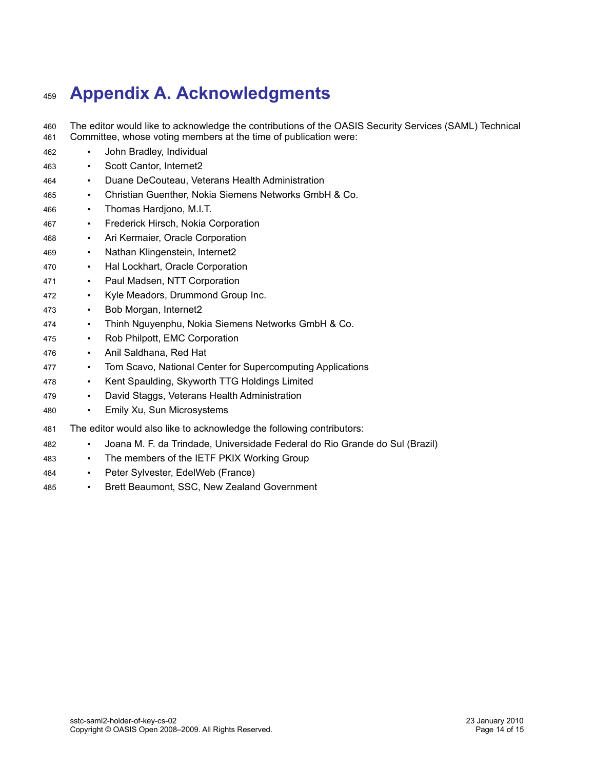# Appendix A. Acknowledgments

The editor would like to acknowledge the contributions of the OASIS Security Services (SAML) Technical Committee, whose voting members at the time of publication were:

- John Bradley, Individual
- Scott Cantor, Internet2
- Duane DeCouteau, Veterans Health Administration
- Christian Guenther, Nokia Siemens Networks GmbH & Co.
- Thomas Hardjono, M.I.T.
- Frederick Hirsch, Nokia Corporation
- Ari Kermaier, Oracle Corporation
- Nathan Klingenstein, Internet2
- Hal Lockhart, Oracle Corporation
- Paul Madsen, NTT Corporation
- Kyle Meadors, Drummond Group Inc.
- Bob Morgan, Internet2
- Thinh Nguyenphu, Nokia Siemens Networks GmbH & Co.
- Rob Philpott, EMC Corporation
- Anil Saldhana, Red Hat
- Tom Scavo, National Center for Supercomputing Applications
- Kent Spaulding, Skyworth TTG Holdings Limited
- David Staggs, Veterans Health Administration
- Emily Xu, Sun Microsystems

The editor would also like to acknowledge the following contributors:

- Joana M. F. da Trindade, Universidade Federal do Rio Grande do Sul (Brazil)
- The members of the IETF PKIX Working Group
- Peter Sylvester, EdelWeb (France)
- Brett Beaumont, SSC, New Zealand Government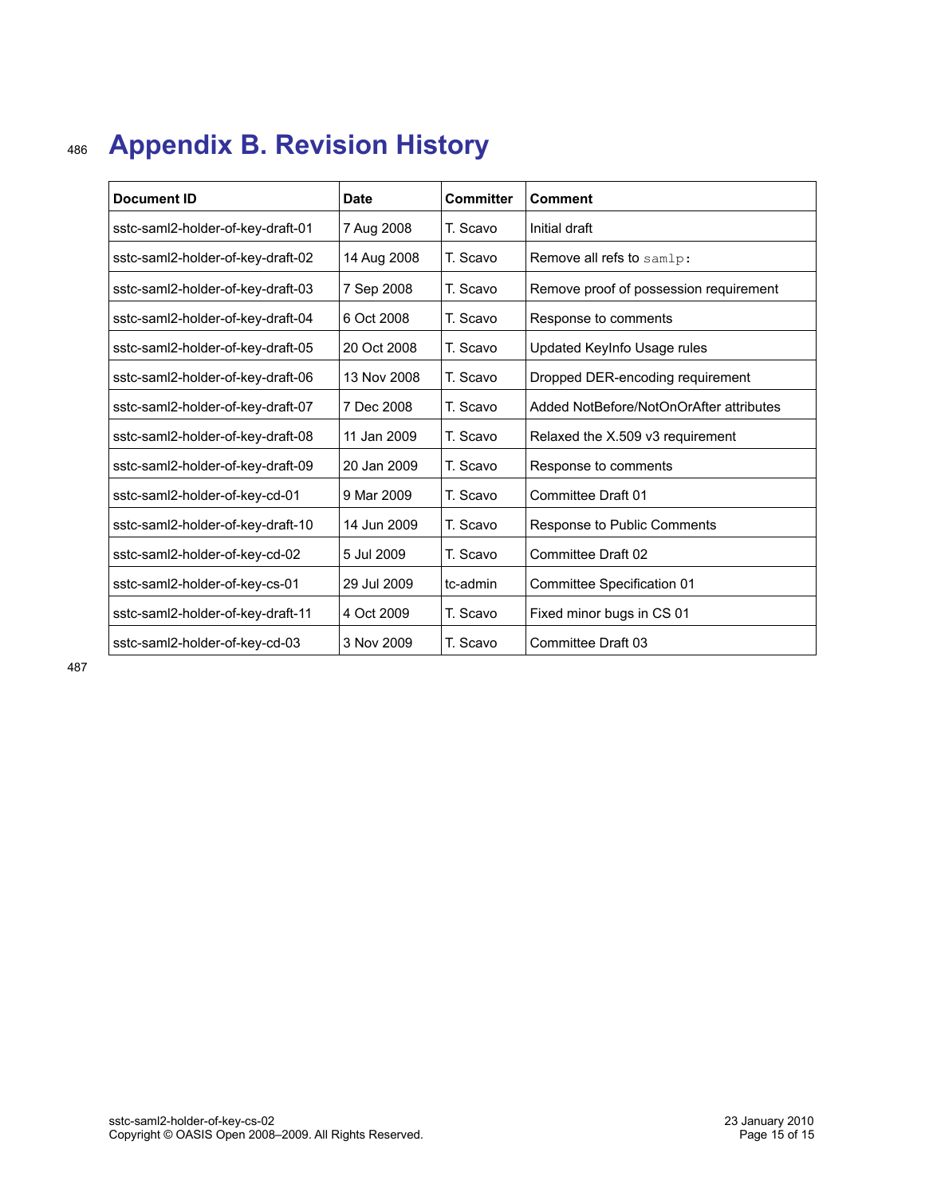# Appendix B. Revision History

| Document ID | Date | Committer | Comment |
|---|---|---|---|
| sstc-saml2-holder-of-key-draft-01 | 7 Aug 2008 | T. Scavo | Initial draft |
| sstc-saml2-holder-of-key-draft-02 | 14 Aug 2008 | T. Scavo | Remove all refs to `samlp:` |
| sstc-saml2-holder-of-key-draft-03 | 7 Sep 2008 | T. Scavo | Remove proof of possession requirement |
| sstc-saml2-holder-of-key-draft-04 | 6 Oct 2008 | T. Scavo | Response to comments |
| sstc-saml2-holder-of-key-draft-05 | 20 Oct 2008 | T. Scavo | Updated KeyInfo Usage rules |
| sstc-saml2-holder-of-key-draft-06 | 13 Nov 2008 | T. Scavo | Dropped DER-encoding requirement |
| sstc-saml2-holder-of-key-draft-07 | 7 Dec 2008 | T. Scavo | Added NotBefore/NotOnOrAfter attributes |
| sstc-saml2-holder-of-key-draft-08 | 11 Jan 2009 | T. Scavo | Relaxed the X.509 v3 requirement |
| sstc-saml2-holder-of-key-draft-09 | 20 Jan 2009 | T. Scavo | Response to comments |
| sstc-saml2-holder-of-key-cd-01 | 9 Mar 2009 | T. Scavo | Committee Draft 01 |
| sstc-saml2-holder-of-key-draft-10 | 14 Jun 2009 | T. Scavo | Response to Public Comments |
| sstc-saml2-holder-of-key-cd-02 | 5 Jul 2009 | T. Scavo | Committee Draft 02 |
| sstc-saml2-holder-of-key-cs-01 | 29 Jul 2009 | tc-admin | Committee Specification 01 |
| sstc-saml2-holder-of-key-draft-11 | 4 Oct 2009 | T. Scavo | Fixed minor bugs in CS 01 |
| sstc-saml2-holder-of-key-cd-03 | 3 Nov 2009 | T. Scavo | Committee Draft 03 |